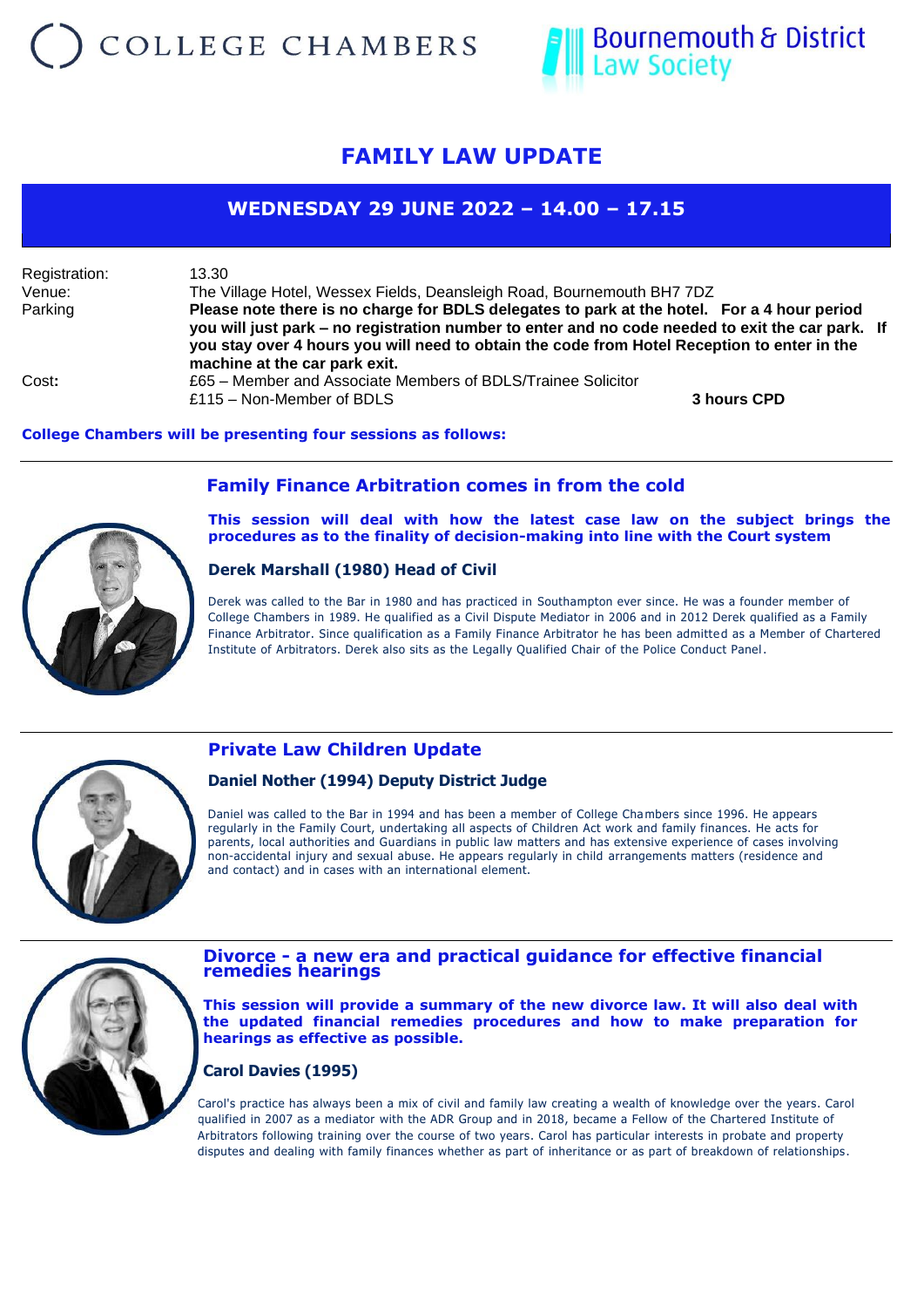COLLEGE CHAMBERS

Bournemouth & District Law Society

# FAMILY LAW UPDATE

## WEDNESDAY 29 JUNE 2022 – 14.00 – 17.15

| | |
|---|---|
| Registration: | 13.30 |
| Venue: | The Village Hotel, Wessex Fields, Deansleigh Road, Bournemouth BH7 7DZ |
| Parking | **Please note there is no charge for BDLS delegates to park at the hotel. For a 4 hour period you will just park – no registration number to enter and no code needed to exit the car park. If you stay over 4 hours you will need to obtain the code from Hotel Reception to enter in the machine at the car park exit.** |
| Cost**:** | £65 – Member and Associate Members of BDLS/Trainee Solicitor<br>£115 – Non-Member of BDLS **3 hours CPD** |

**College Chambers will be presenting four sessions as follows:**

---

### Family Finance Arbitration comes in from the cold

**This session will deal with how the latest case law on the subject brings the procedures as to the finality of decision-making into line with the Court system**

**Derek Marshall (1980) Head of Civil**

Derek was called to the Bar in 1980 and has practiced in Southampton ever since. He was a founder member of College Chambers in 1989. He qualified as a Civil Dispute Mediator in 2006 and in 2012 Derek qualified as a Family Finance Arbitrator. Since qualification as a Family Finance Arbitrator he has been admitted as a Member of Chartered Institute of Arbitrators. Derek also sits as the Legally Qualified Chair of the Police Conduct Panel.

---

### Private Law Children Update

**Daniel Nother (1994) Deputy District Judge**

Daniel was called to the Bar in 1994 and has been a member of College Chambers since 1996. He appears regularly in the Family Court, undertaking all aspects of Children Act work and family finances. He acts for parents, local authorities and Guardians in public law matters and has extensive experience of cases involving non-accidental injury and sexual abuse. He appears regularly in child arrangements matters (residence and and contact) and in cases with an international element.

---

### Divorce - a new era and practical guidance for effective financial remedies hearings

**This session will provide a summary of the new divorce law. It will also deal with the updated financial remedies procedures and how to make preparation for hearings as effective as possible.**

**Carol Davies (1995)**

Carol's practice has always been a mix of civil and family law creating a wealth of knowledge over the years. Carol qualified in 2007 as a mediator with the ADR Group and in 2018, became a Fellow of the Chartered Institute of Arbitrators following training over the course of two years. Carol has particular interests in probate and property disputes and dealing with family finances whether as part of inheritance or as part of breakdown of relationships.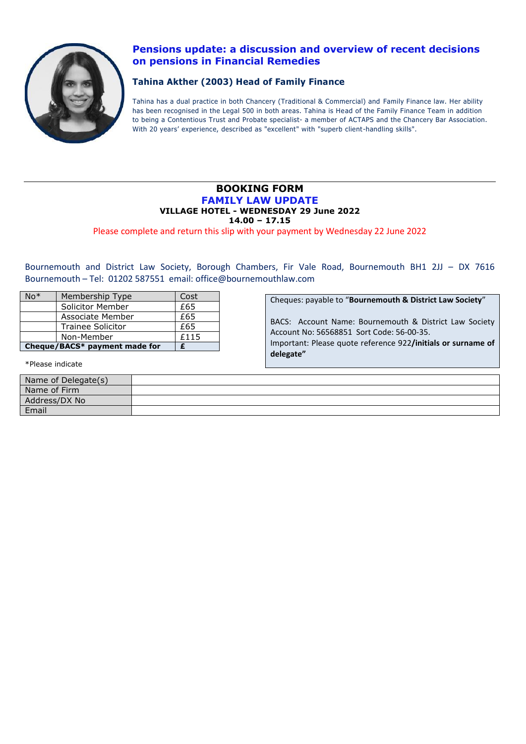## Pensions update: a discussion and overview of recent decisions on pensions in Financial Remedies

### Tahina Akther (2003) Head of Family Finance

Tahina has a dual practice in both Chancery (Traditional & Commercial) and Family Finance law. Her ability has been recognised in the Legal 500 in both areas. Tahina is Head of the Family Finance Team in addition to being a Contentious Trust and Probate specialist- a member of ACTAPS and the Chancery Bar Association. With 20 years' experience, described as "excellent" with "superb client-handling skills".

---

**BOOKING FORM**

**FAMILY LAW UPDATE**

**VILLAGE HOTEL - WEDNESDAY 29 June 2022**

**14.00 – 17.15**

Please complete and return this slip with your payment by Wednesday 22 June 2022

Bournemouth and District Law Society, Borough Chambers, Fir Vale Road, Bournemouth BH1 2JJ – DX 7616 Bournemouth – Tel: 01202 587551 email: office@bournemouthlaw.com

| No* | Membership Type | Cost |
|---|---|---|
| | Solicitor Member | £65 |
| | Associate Member | £65 |
| | Trainee Solicitor | £65 |
| | Non-Member | £115 |
| **Cheque/BACS* payment made for** | | **£** |

*Please indicate

Cheques: payable to "**Bournemouth & District Law Society**"

BACS: Account Name: Bournemouth & District Law Society Account No: 56568851 Sort Code: 56-00-35.
Important: Please quote reference 922**/initials or surname of delegate"**

| | |
|---|---|
| Name of Delegate(s) | |
| Name of Firm | |
| Address/DX No | |
| Email | |